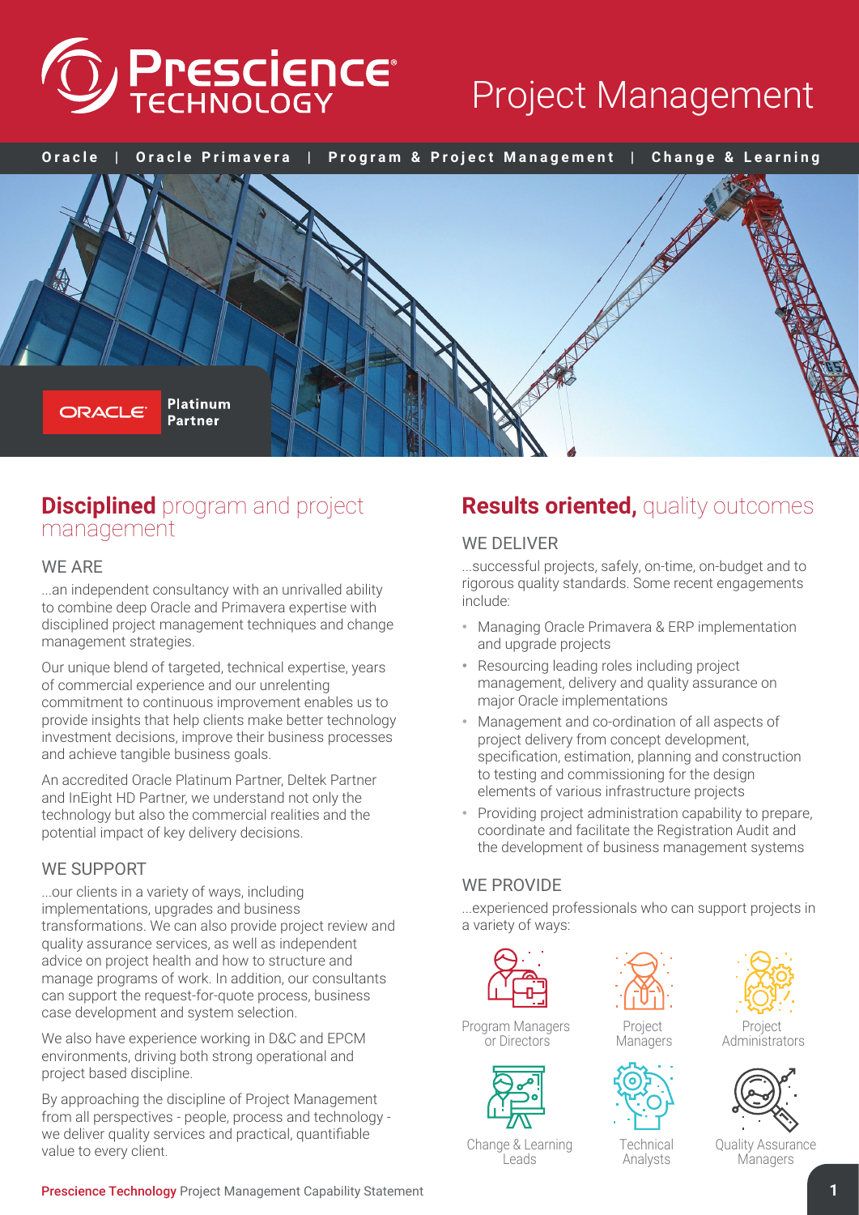# Prescience TECHNOLOGY

# Project Management

**Oracle | Oracle Primavera | Program & Project Management | Change & Learning**

ORACLE Platinum Partner

## **Disciplined** program and project management

### WE ARE

...an independent consultancy with an unrivalled ability to combine deep Oracle and Primavera expertise with disciplined project management techniques and change management strategies.

Our unique blend of targeted, technical expertise, years of commercial experience and our unrelenting commitment to continuous improvement enables us to provide insights that help clients make better technology investment decisions, improve their business processes and achieve tangible business goals.

An accredited Oracle Platinum Partner, Deltek Partner and InEight HD Partner, we understand not only the technology but also the commercial realities and the potential impact of key delivery decisions.

### WE SUPPORT

...our clients in a variety of ways, including implementations, upgrades and business transformations. We can also provide project review and quality assurance services, as well as independent advice on project health and how to structure and manage programs of work. In addition, our consultants can support the request-for-quote process, business case development and system selection.

We also have experience working in D&C and EPCM environments, driving both strong operational and project based discipline.

By approaching the discipline of Project Management from all perspectives - people, process and technology - we deliver quality services and practical, quantifiable value to every client.

## **Results oriented,** quality outcomes

### WE DELIVER

...successful projects, safely, on-time, on-budget and to rigorous quality standards. Some recent engagements include:

- Managing Oracle Primavera & ERP implementation and upgrade projects
- Resourcing leading roles including project management, delivery and quality assurance on major Oracle implementations
- Management and co-ordination of all aspects of project delivery from concept development, specification, estimation, planning and construction to testing and commissioning for the design elements of various infrastructure projects
- Providing project administration capability to prepare, coordinate and facilitate the Registration Audit and the development of business management systems

### WE PROVIDE

...experienced professionals who can support projects in a variety of ways:

- Program Managers or Directors
- Project Managers
- Project Administrators
- Change & Learning Leads
- Technical Analysts
- Quality Assurance Managers

Prescience Technology Project Management Capability Statement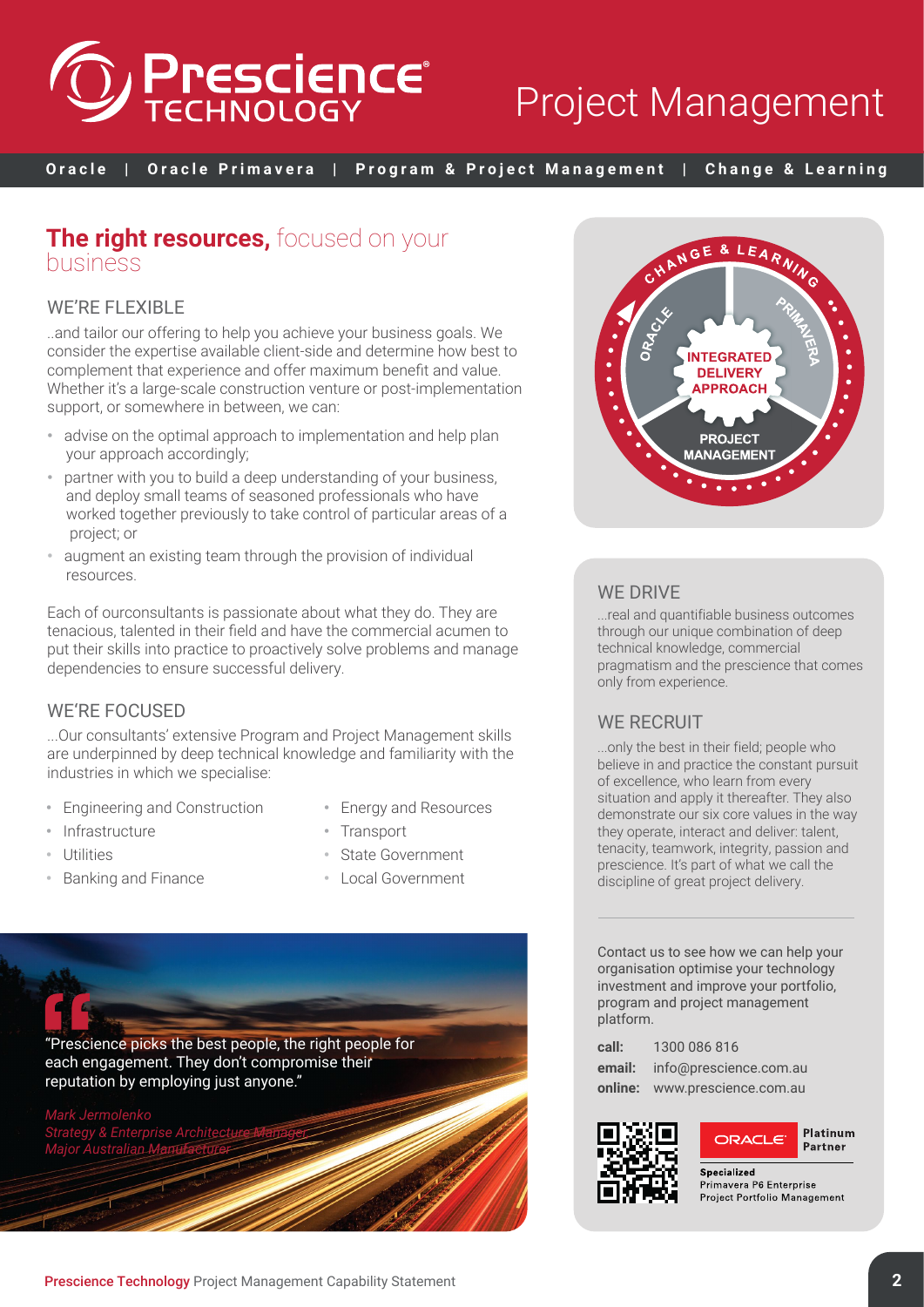# Project Management

**Oracle | Oracle Primavera | Program & Project Management | Change & Learning**

## **The right resources,** focused on your business

### WE'RE FLEXIBLE

..and tailor our offering to help you achieve your business goals. We consider the expertise available client-side and determine how best to complement that experience and offer maximum benefit and value. Whether it's a large-scale construction venture or post-implementation support, or somewhere in between, we can:

- advise on the optimal approach to implementation and help plan your approach accordingly;
- partner with you to build a deep understanding of your business, and deploy small teams of seasoned professionals who have worked together previously to take control of particular areas of a project; or
- augment an existing team through the provision of individual resources.

Each of ourconsultants is passionate about what they do. They are tenacious, talented in their field and have the commercial acumen to put their skills into practice to proactively solve problems and manage dependencies to ensure successful delivery.

### WE'RE FOCUSED

...Our consultants' extensive Program and Project Management skills are underpinned by deep technical knowledge and familiarity with the industries in which we specialise:

- Engineering and Construction
- Infrastructure
- Utilities
- Banking and Finance
- Energy and Resources
- Transport
- State Government
- Local Government

"Prescience picks the best people, the right people for each engagement. They don't compromise their reputation by employing just anyone."

*Mark Jermolenko*
*Strategy & Enterprise Architecture Manager*
*Major Australian Manufacturer*

CHANGE & LEARNING
ORACLE
PRIMAVERA
INTEGRATED DELIVERY APPROACH
PROJECT MANAGEMENT

### WE DRIVE

...real and quantifiable business outcomes through our unique combination of deep technical knowledge, commercial pragmatism and the prescience that comes only from experience.

### WE RECRUIT

...only the best in their field; people who believe in and practice the constant pursuit of excellence, who learn from every situation and apply it thereafter. They also demonstrate our six core values in the way they operate, interact and deliver: talent, tenacity, teamwork, integrity, passion and prescience. It's part of what we call the discipline of great project delivery.

Contact us to see how we can help your organisation optimise your technology investment and improve your portfolio, program and project management platform.

**call:** 1300 086 816
**email:** info@prescience.com.au
**online:** www.prescience.com.au

ORACLE Platinum Partner
Specialized
Primavera P6 Enterprise Project Portfolio Management